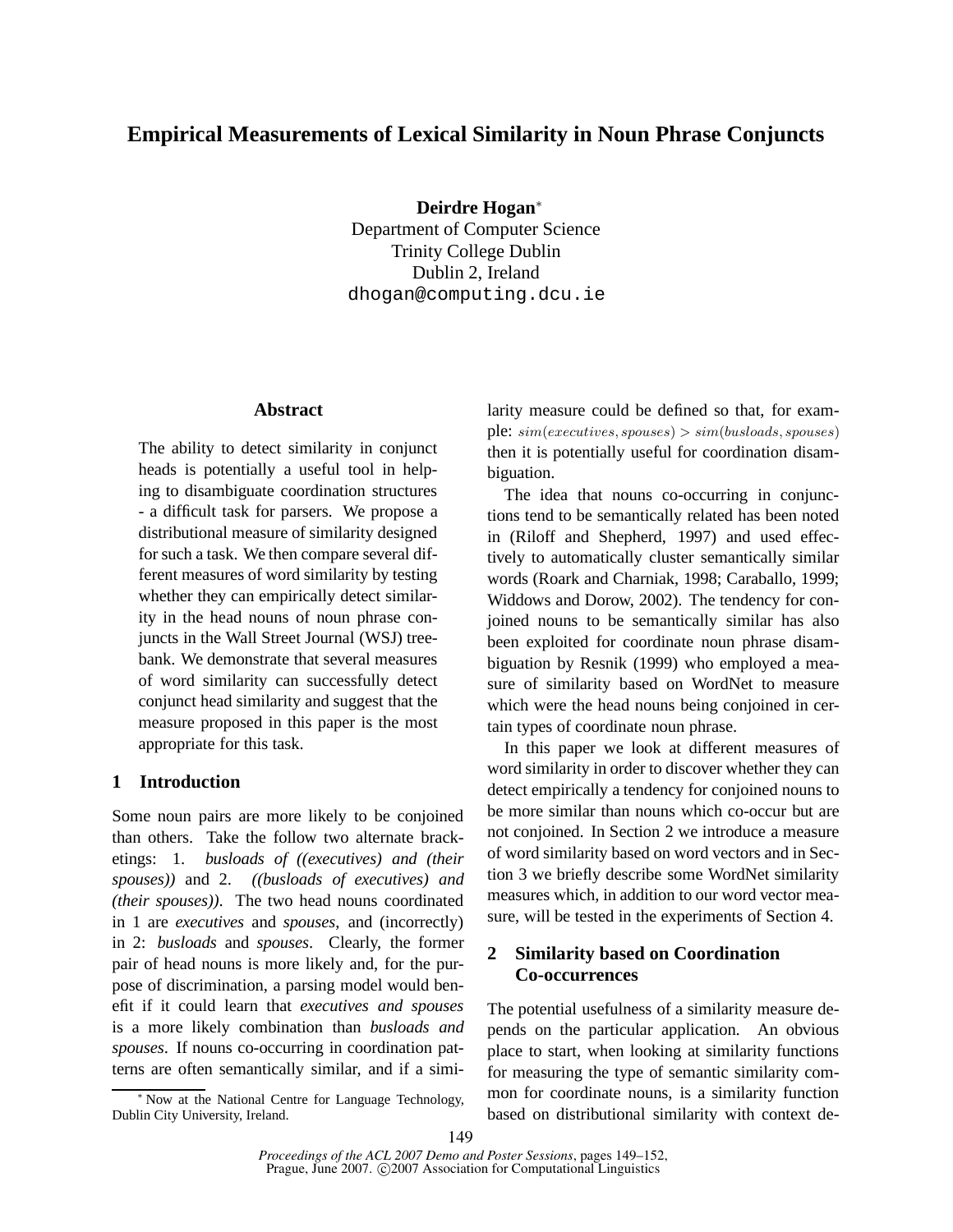# Empirical Measurements of Lexical Similarity in Noun Phrase Conjuncts

**Deirdre Hogan**[*]
Department of Computer Science
Trinity College Dublin
Dublin 2, Ireland
dhogan@computing.dcu.ie

### Abstract

The ability to detect similarity in conjunct heads is potentially a useful tool in helping to disambiguate coordination structures - a difficult task for parsers. We propose a distributional measure of similarity designed for such a task. We then compare several different measures of word similarity by testing whether they can empirically detect similarity in the head nouns of noun phrase conjuncts in the Wall Street Journal (WSJ) treebank. We demonstrate that several measures of word similarity can successfully detect conjunct head similarity and suggest that the measure proposed in this paper is the most appropriate for this task.

## 1 Introduction

Some noun pairs are more likely to be conjoined than others. Take the follow two alternate bracketings: 1. *busloads of ((executives) and (their spouses))* and 2. *((busloads of executives) and (their spouses))*. The two head nouns coordinated in 1 are *executives* and *spouses*, and (incorrectly) in 2: *busloads* and *spouses*. Clearly, the former pair of head nouns is more likely and, for the purpose of discrimination, a parsing model would benefit if it could learn that *executives and spouses* is a more likely combination than *busloads and spouses*. If nouns co-occurring in coordination patterns are often semantically similar, and if a similarity measure could be defined so that, for example: $sim(executives, spouses) > sim(busloads, spouses)$ then it is potentially useful for coordination disambiguation.

The idea that nouns co-occurring in conjunctions tend to be semantically related has been noted in (Riloff and Shepherd, 1997) and used effectively to automatically cluster semantically similar words (Roark and Charniak, 1998; Caraballo, 1999; Widdows and Dorow, 2002). The tendency for conjoined nouns to be semantically similar has also been exploited for coordinate noun phrase disambiguation by Resnik (1999) who employed a measure of similarity based on WordNet to measure which were the head nouns being conjoined in certain types of coordinate noun phrase.

In this paper we look at different measures of word similarity in order to discover whether they can detect empirically a tendency for conjoined nouns to be more similar than nouns which co-occur but are not conjoined. In Section 2 we introduce a measure of word similarity based on word vectors and in Section 3 we briefly describe some WordNet similarity measures which, in addition to our word vector measure, will be tested in the experiments of Section 4.

## 2 Similarity based on Coordination Co-occurrences

The potential usefulness of a similarity measure depends on the particular application. An obvious place to start, when looking at similarity functions for measuring the type of semantic similarity common for coordinate nouns, is a similarity function based on distributional similarity with context de-

[*] Now at the National Centre for Language Technology, Dublin City University, Ireland.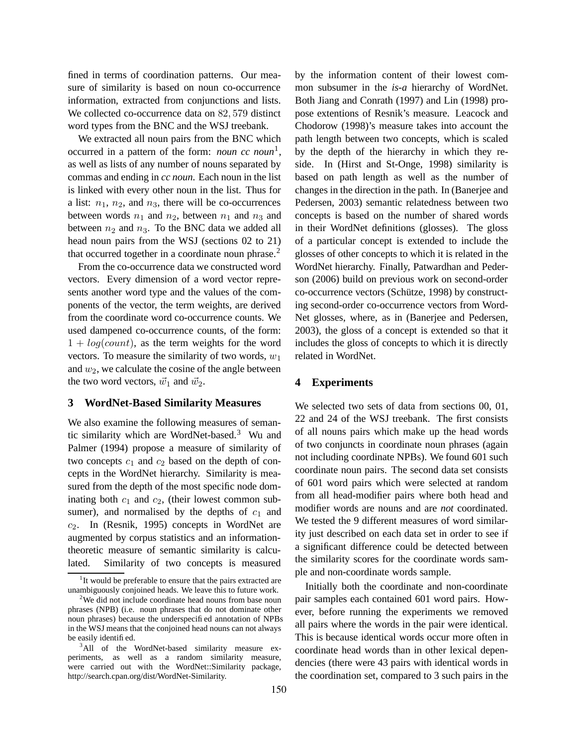fined in terms of coordination patterns. Our measure of similarity is based on noun co-occurrence information, extracted from conjunctions and lists. We collected co-occurrence data on $82,579$ distinct word types from the BNC and the WSJ treebank.

We extracted all noun pairs from the BNC which occurred in a pattern of the form: *noun cc noun*[1], as well as lists of any number of nouns separated by commas and ending in *cc noun*. Each noun in the list is linked with every other noun in the list. Thus for a list: $n_1$, $n_2$, and $n_3$, there will be co-occurrences between words $n_1$ and $n_2$, between $n_1$ and $n_3$ and between $n_2$ and $n_3$. To the BNC data we added all head noun pairs from the WSJ (sections 02 to 21) that occurred together in a coordinate noun phrase.[2]

From the co-occurrence data we constructed word vectors. Every dimension of a word vector represents another word type and the values of the components of the vector, the term weights, are derived from the coordinate word co-occurrence counts. We used dampened co-occurrence counts, of the form: $1 + log(count)$, as the term weights for the word vectors. To measure the similarity of two words, $w_1$ and $w_2$, we calculate the cosine of the angle between the two word vectors, $\vec{w}_1$ and $\vec{w}_2$.

## 3 WordNet-Based Similarity Measures

We also examine the following measures of semantic similarity which are WordNet-based.[3] Wu and Palmer (1994) propose a measure of similarity of two concepts $c_1$ and $c_2$ based on the depth of concepts in the WordNet hierarchy. Similarity is measured from the depth of the most specific node dominating both $c_1$ and $c_2$, (their lowest common subsumer), and normalised by the depths of $c_1$ and $c_2$. In (Resnik, 1995) concepts in WordNet are augmented by corpus statistics and an information-theoretic measure of semantic similarity is calculated. Similarity of two concepts is measured by the information content of their lowest common subsumer in the *is-a* hierarchy of WordNet. Both Jiang and Conrath (1997) and Lin (1998) propose extentions of Resnik's measure. Leacock and Chodorow (1998)'s measure takes into account the path length between two concepts, which is scaled by the depth of the hierarchy in which they reside. In (Hirst and St-Onge, 1998) similarity is based on path length as well as the number of changes in the direction in the path. In (Banerjee and Pedersen, 2003) semantic relatedness between two concepts is based on the number of shared words in their WordNet definitions (glosses). The gloss of a particular concept is extended to include the glosses of other concepts to which it is related in the WordNet hierarchy. Finally, Patwardhan and Pederson (2006) build on previous work on second-order co-occurrence vectors (Schütze, 1998) by constructing second-order co-occurrence vectors from WordNet glosses, where, as in (Banerjee and Pedersen, 2003), the gloss of a concept is extended so that it includes the gloss of concepts to which it is directly related in WordNet.

## 4 Experiments

We selected two sets of data from sections 00, 01, 22 and 24 of the WSJ treebank. The first consists of all nouns pairs which make up the head words of two conjuncts in coordinate noun phrases (again not including coordinate NPBs). We found 601 such coordinate noun pairs. The second data set consists of 601 word pairs which were selected at random from all head-modifier pairs where both head and modifier words are nouns and are *not* coordinated. We tested the 9 different measures of word similarity just described on each data set in order to see if a significant difference could be detected between the similarity scores for the coordinate words sample and non-coordinate words sample.

Initially both the coordinate and non-coordinate pair samples each contained 601 word pairs. However, before running the experiments we removed all pairs where the words in the pair were identical. This is because identical words occur more often in coordinate head words than in other lexical dependencies (there were 43 pairs with identical words in the coordination set, compared to 3 such pairs in the

[1] It would be preferable to ensure that the pairs extracted are unambiguously conjoined heads. We leave this to future work.

[2] We did not include coordinate head nouns from base noun phrases (NPB) (i.e. noun phrases that do not dominate other noun phrases) because the underspecified annotation of NPBs in the WSJ means that the conjoined head nouns can not always be easily identified.

[3] All of the WordNet-based similarity measure experiments, as well as a random similarity measure, were carried out with the WordNet::Similarity package, http://search.cpan.org/dist/WordNet-Similarity.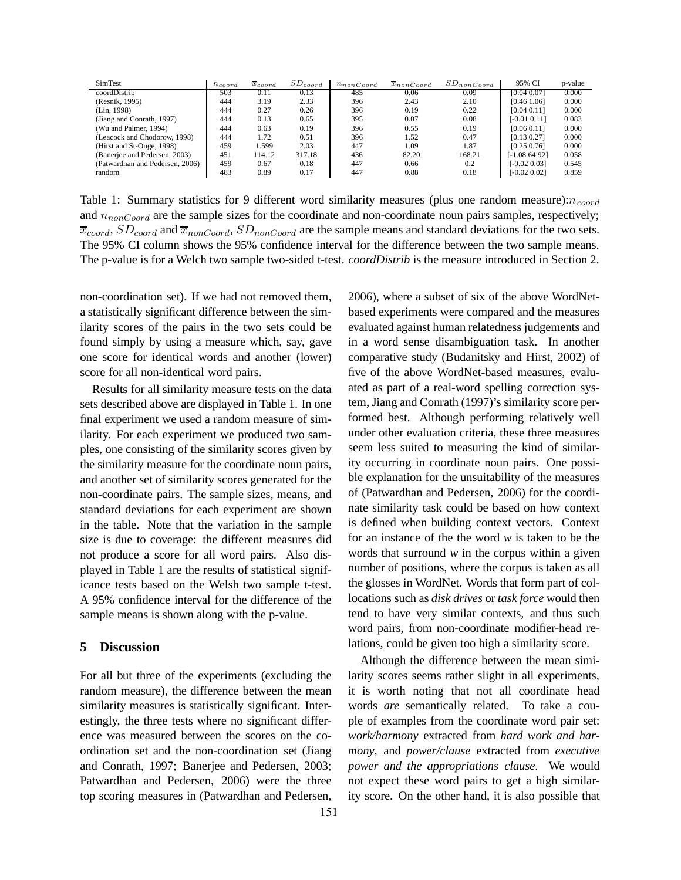| SimTest | $n_{coord}$ | $\overline{x}_{coord}$ | $SD_{coord}$ | $n_{nonCoord}$ | $\overline{x}_{nonCoord}$ | $SD_{nonCoord}$ | 95% CI | p-value |
|---|---|---|---|---|---|---|---|---|
| coordDistrib | 503 | 0.11 | 0.13 | 485 | 0.06 | 0.09 | [0.04 0.07] | 0.000 |
| (Resnik, 1995) | 444 | 3.19 | 2.33 | 396 | 2.43 | 2.10 | [0.46 1.06] | 0.000 |
| (Lin, 1998) | 444 | 0.27 | 0.26 | 396 | 0.19 | 0.22 | [0.04 0.11] | 0.000 |
| (Jiang and Conrath, 1997) | 444 | 0.13 | 0.65 | 395 | 0.07 | 0.08 | [-0.01 0.11] | 0.083 |
| (Wu and Palmer, 1994) | 444 | 0.63 | 0.19 | 396 | 0.55 | 0.19 | [0.06 0.11] | 0.000 |
| (Leacock and Chodorow, 1998) | 444 | 1.72 | 0.51 | 396 | 1.52 | 0.47 | [0.13 0.27] | 0.000 |
| (Hirst and St-Onge, 1998) | 459 | 1.599 | 2.03 | 447 | 1.09 | 1.87 | [0.25 0.76] | 0.000 |
| (Banerjee and Pedersen, 2003) | 451 | 114.12 | 317.18 | 436 | 82.20 | 168.21 | [-1.08 64.92] | 0.058 |
| (Patwardhan and Pedersen, 2006) | 459 | 0.67 | 0.18 | 447 | 0.66 | 0.2 | [-0.02 0.03] | 0.545 |
| random | 483 | 0.89 | 0.17 | 447 | 0.88 | 0.18 | [-0.02 0.02] | 0.859 |

Table 1: Summary statistics for 9 different word similarity measures (plus one random measure):$n_{coord}$ and $n_{nonCoord}$ are the sample sizes for the coordinate and non-coordinate noun pairs samples, respectively; $\overline{x}_{coord}$, $SD_{coord}$ and $\overline{x}_{nonCoord}$, $SD_{nonCoord}$ are the sample means and standard deviations for the two sets. The 95% CI column shows the 95% confidence interval for the difference between the two sample means. The p-value is for a Welch two sample two-sided t-test. *coordDistrib* is the measure introduced in Section 2.

non-coordination set). If we had not removed them, a statistically significant difference between the similarity scores of the pairs in the two sets could be found simply by using a measure which, say, gave one score for identical words and another (lower) score for all non-identical word pairs.

Results for all similarity measure tests on the data sets described above are displayed in Table 1. In one final experiment we used a random measure of similarity. For each experiment we produced two samples, one consisting of the similarity scores given by the similarity measure for the coordinate noun pairs, and another set of similarity scores generated for the non-coordinate pairs. The sample sizes, means, and standard deviations for each experiment are shown in the table. Note that the variation in the sample size is due to coverage: the different measures did not produce a score for all word pairs. Also displayed in Table 1 are the results of statistical significance tests based on the Welsh two sample t-test. A 95% confidence interval for the difference of the sample means is shown along with the p-value.

## 5 Discussion

For all but three of the experiments (excluding the random measure), the difference between the mean similarity measures is statistically significant. Interestingly, the three tests where no significant difference was measured between the scores on the coordination set and the non-coordination set (Jiang and Conrath, 1997; Banerjee and Pedersen, 2003; Patwardhan and Pedersen, 2006) were the three top scoring measures in (Patwardhan and Pedersen, 2006), where a subset of six of the above WordNet-based experiments were compared and the measures evaluated against human relatedness judgements and in a word sense disambiguation task. In another comparative study (Budanitsky and Hirst, 2002) of five of the above WordNet-based measures, evaluated as part of a real-word spelling correction system, Jiang and Conrath (1997)'s similarity score performed best. Although performing relatively well under other evaluation criteria, these three measures seem less suited to measuring the kind of similarity occurring in coordinate noun pairs. One possible explanation for the unsuitability of the measures of (Patwardhan and Pedersen, 2006) for the coordinate similarity task could be based on how context is defined when building context vectors. Context for an instance of the the word *w* is taken to be the words that surround *w* in the corpus within a given number of positions, where the corpus is taken as all the glosses in WordNet. Words that form part of collocations such as *disk drives* or *task force* would then tend to have very similar contexts, and thus such word pairs, from non-coordinate modifier-head relations, could be given too high a similarity score.

Although the difference between the mean similarity scores seems rather slight in all experiments, it is worth noting that not all coordinate head words *are* semantically related. To take a couple of examples from the coordinate word pair set: *work/harmony* extracted from *hard work and harmony*, and *power/clause* extracted from *executive power and the appropriations clause*. We would not expect these word pairs to get a high similarity score. On the other hand, it is also possible that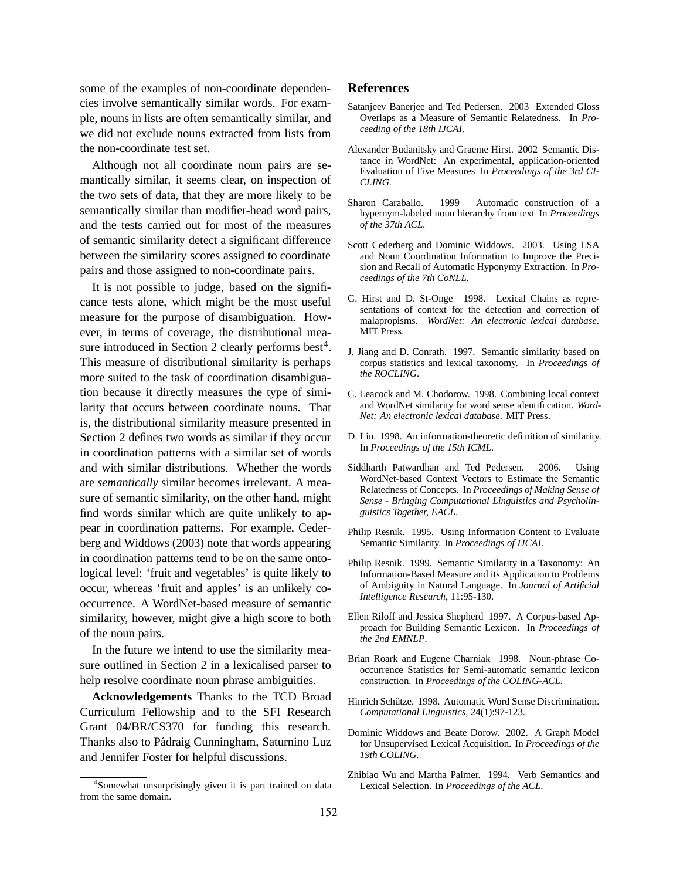some of the examples of non-coordinate dependencies involve semantically similar words. For example, nouns in lists are often semantically similar, and we did not exclude nouns extracted from lists from the non-coordinate test set.

Although not all coordinate noun pairs are semantically similar, it seems clear, on inspection of the two sets of data, that they are more likely to be semantically similar than modifier-head word pairs, and the tests carried out for most of the measures of semantic similarity detect a significant difference between the similarity scores assigned to coordinate pairs and those assigned to non-coordinate pairs.

It is not possible to judge, based on the significance tests alone, which might be the most useful measure for the purpose of disambiguation. However, in terms of coverage, the distributional measure introduced in Section 2 clearly performs best[4]. This measure of distributional similarity is perhaps more suited to the task of coordination disambiguation because it directly measures the type of similarity that occurs between coordinate nouns. That is, the distributional similarity measure presented in Section 2 defines two words as similar if they occur in coordination patterns with a similar set of words and with similar distributions. Whether the words are *semantically* similar becomes irrelevant. A measure of semantic similarity, on the other hand, might find words similar which are quite unlikely to appear in coordination patterns. For example, Cederberg and Widdows (2003) note that words appearing in coordination patterns tend to be on the same ontological level: 'fruit and vegetables' is quite likely to occur, whereas 'fruit and apples' is an unlikely cooccurrence. A WordNet-based measure of semantic similarity, however, might give a high score to both of the noun pairs.

In the future we intend to use the similarity measure outlined in Section 2 in a lexicalised parser to help resolve coordinate noun phrase ambiguities.

**Acknowledgements** Thanks to the TCD Broad Curriculum Fellowship and to the SFI Research Grant 04/BR/CS370 for funding this research. Thanks also to Pádraig Cunningham, Saturnino Luz and Jennifer Foster for helpful discussions.

[4]Somewhat unsurprisingly given it is part trained on data from the same domain.

## References

Satanjeev Banerjee and Ted Pedersen. 2003 Extended Gloss Overlaps as a Measure of Semantic Relatedness. In *Proceeding of the 18th IJCAI*.

Alexander Budanitsky and Graeme Hirst. 2002 Semantic Distance in WordNet: An experimental, application-oriented Evaluation of Five Measures In *Proceedings of the 3rd CICLING*.

Sharon Caraballo. 1999 Automatic construction of a hypernym-labeled noun hierarchy from text In *Proceedings of the 37th ACL*.

Scott Cederberg and Dominic Widdows. 2003. Using LSA and Noun Coordination Information to Improve the Precision and Recall of Automatic Hyponymy Extraction. In *Proceedings of the 7th CoNLL*.

G. Hirst and D. St-Onge 1998. Lexical Chains as representations of context for the detection and correction of malapropisms. *WordNet: An electronic lexical database*. MIT Press.

J. Jiang and D. Conrath. 1997. Semantic similarity based on corpus statistics and lexical taxonomy. In *Proceedings of the ROCLING*.

C. Leacock and M. Chodorow. 1998. Combining local context and WordNet similarity for word sense identification. *WordNet: An electronic lexical database*. MIT Press.

D. Lin. 1998. An information-theoretic definition of similarity. In *Proceedings of the 15th ICML*.

Siddharth Patwardhan and Ted Pedersen. 2006. Using WordNet-based Context Vectors to Estimate the Semantic Relatedness of Concepts. In *Proceedings of Making Sense of Sense - Bringing Computational Linguistics and Psycholinguistics Together, EACL*.

Philip Resnik. 1995. Using Information Content to Evaluate Semantic Similarity. In *Proceedings of IJCAI*.

Philip Resnik. 1999. Semantic Similarity in a Taxonomy: An Information-Based Measure and its Application to Problems of Ambiguity in Natural Language. In *Journal of Artificial Intelligence Research*, 11:95-130.

Ellen Riloff and Jessica Shepherd 1997. A Corpus-based Approach for Building Semantic Lexicon. In *Proceedings of the 2nd EMNLP*.

Brian Roark and Eugene Charniak 1998. Noun-phrase Cooccurrence Statistics for Semi-automatic semantic lexicon construction. In *Proceedings of the COLING-ACL*.

Hinrich Schütze. 1998. Automatic Word Sense Discrimination. *Computational Linguistics*, 24(1):97-123.

Dominic Widdows and Beate Dorow. 2002. A Graph Model for Unsupervised Lexical Acquisition. In *Proceedings of the 19th COLING*.

Zhibiao Wu and Martha Palmer. 1994. Verb Semantics and Lexical Selection. In *Proceedings of the ACL*.